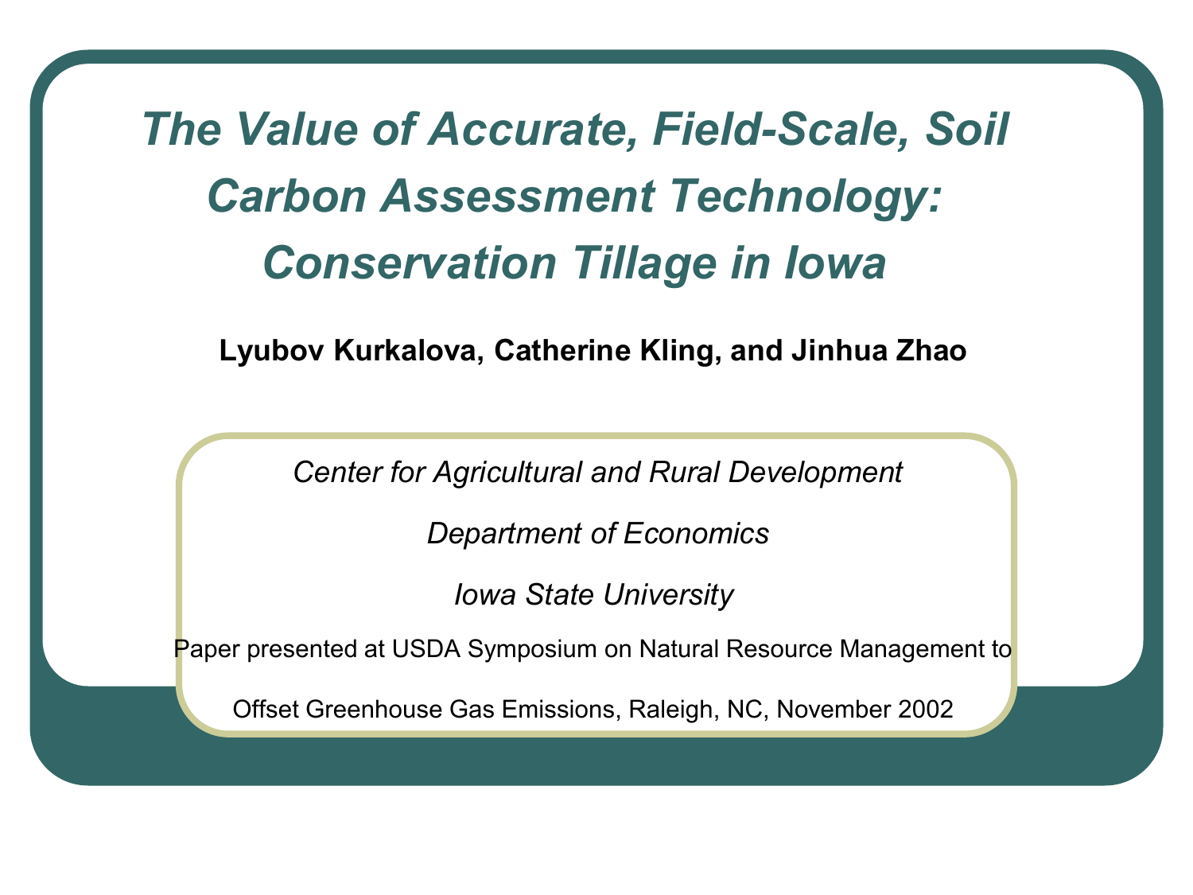# *The Value of Accurate, Field-Scale, Soil Carbon Assessment Technology: Conservation Tillage in Iowa*

**Lyubov Kurkalova, Catherine Kling, and Jinhua Zhao**

*Center for Agricultural and Rural Development*

*Department of Economics*

*Iowa State University*

Paper presented at USDA Symposium on Natural Resource Management to Offset Greenhouse Gas Emissions, Raleigh, NC, November 2002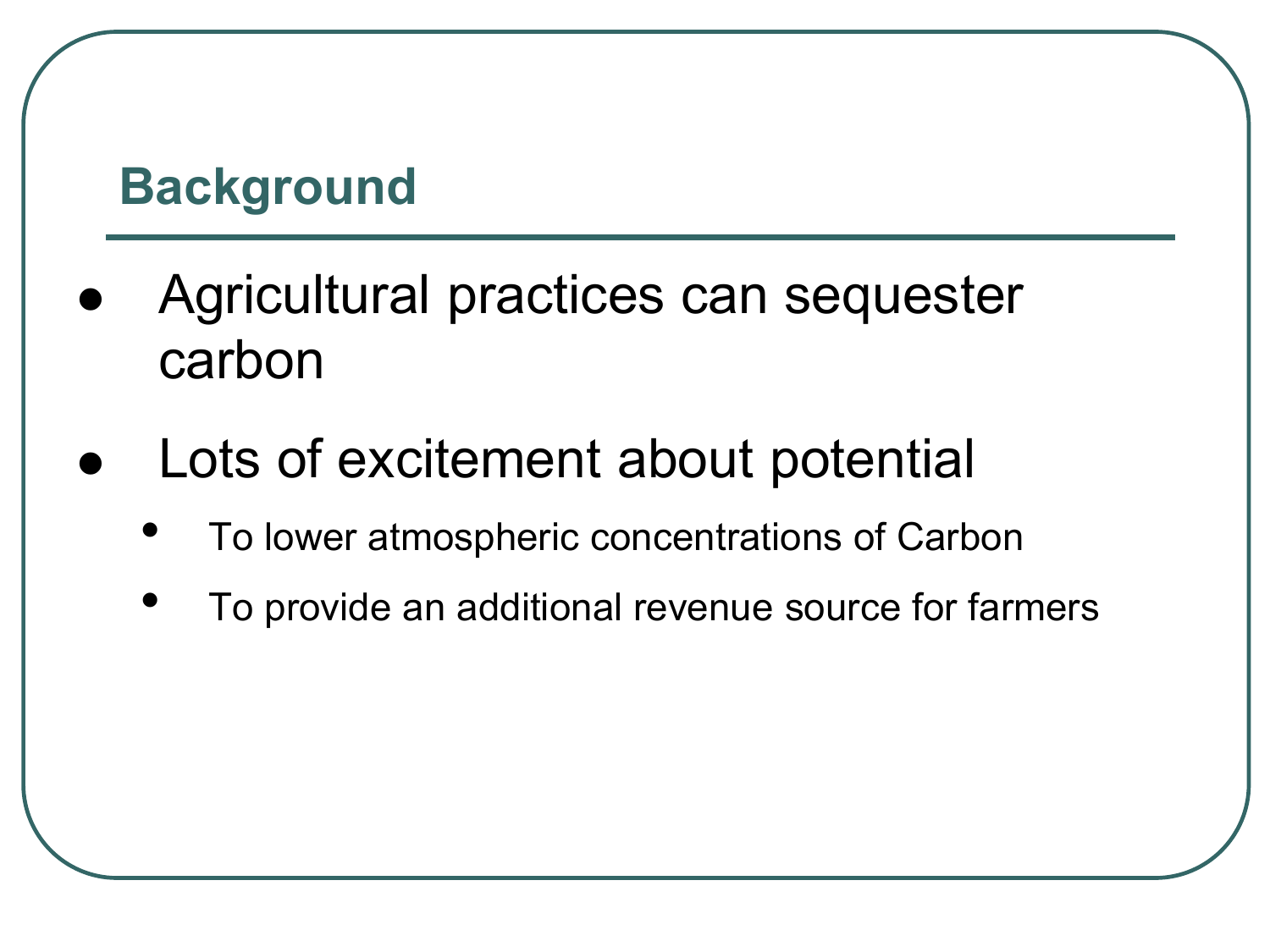## Background

- Agricultural practices can sequester carbon
- Lots of excitement about potential
  - To lower atmospheric concentrations of Carbon
  - To provide an additional revenue source for farmers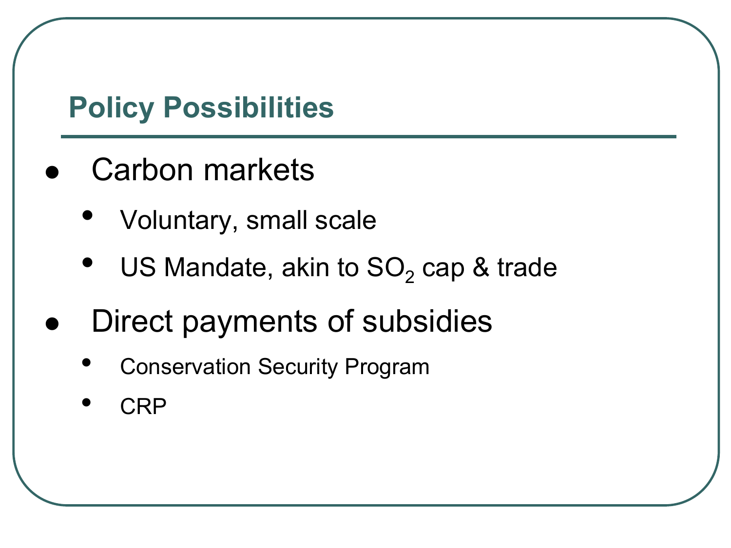## Policy Possibilities

- Carbon markets
  - Voluntary, small scale
  - US Mandate, akin to $SO_2$ cap & trade
- Direct payments of subsidies
  - Conservation Security Program
  - CRP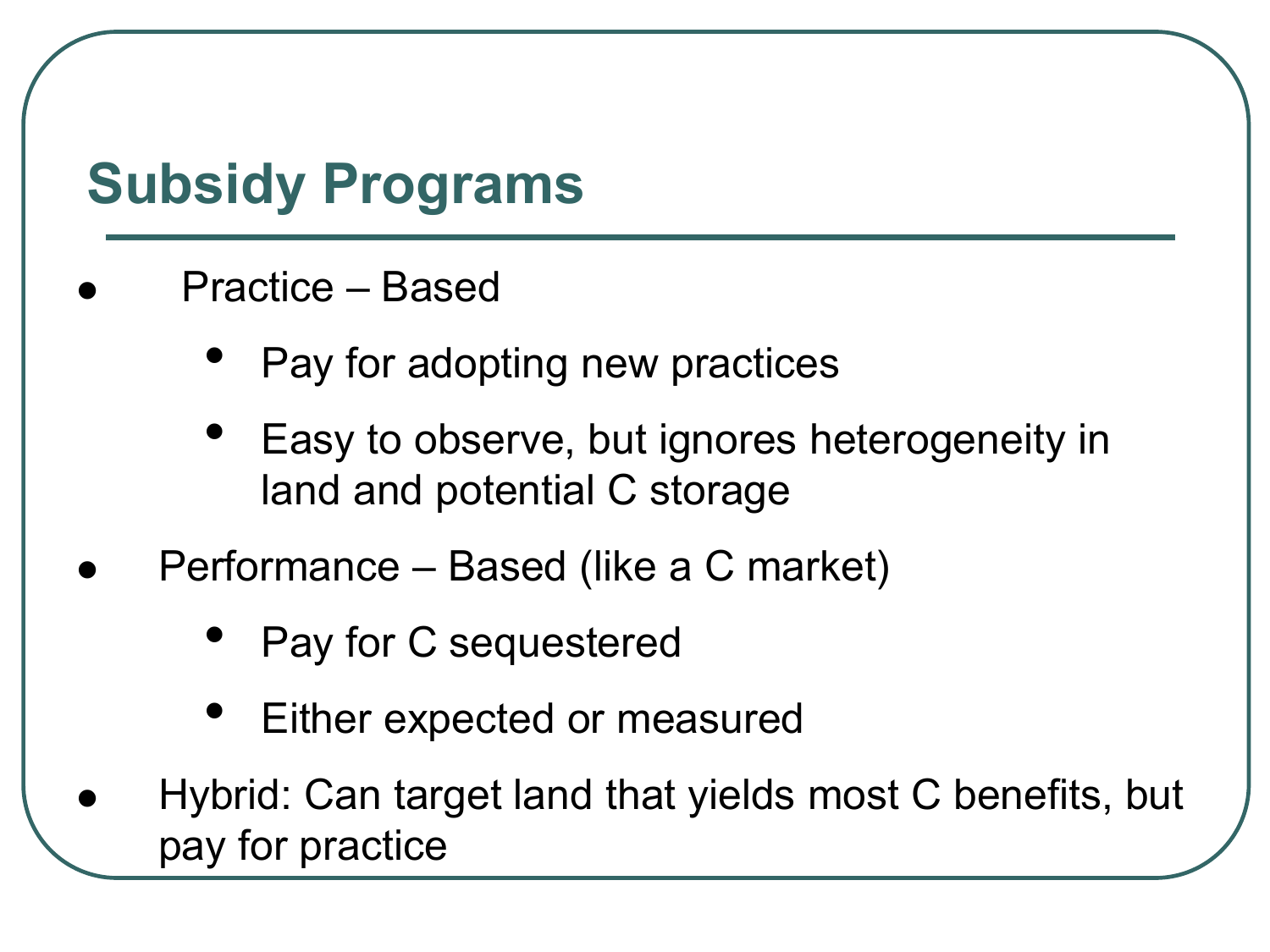# Subsidy Programs

- Practice – Based
  - Pay for adopting new practices
  - Easy to observe, but ignores heterogeneity in land and potential C storage
- Performance – Based (like a C market)
  - Pay for C sequestered
  - Either expected or measured
- Hybrid: Can target land that yields most C benefits, but pay for practice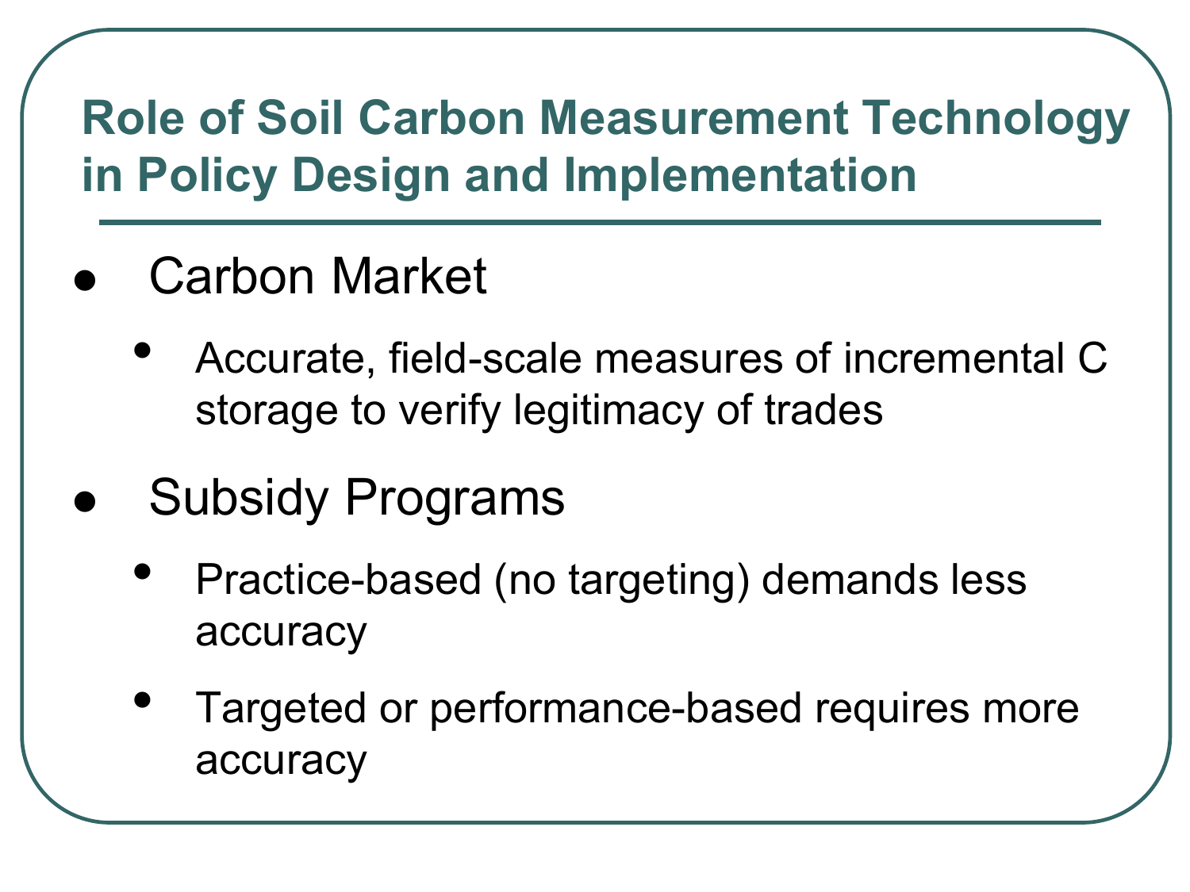# Role of Soil Carbon Measurement Technology in Policy Design and Implementation

- Carbon Market
  - Accurate, field-scale measures of incremental C storage to verify legitimacy of trades
- Subsidy Programs
  - Practice-based (no targeting) demands less accuracy
  - Targeted or performance-based requires more accuracy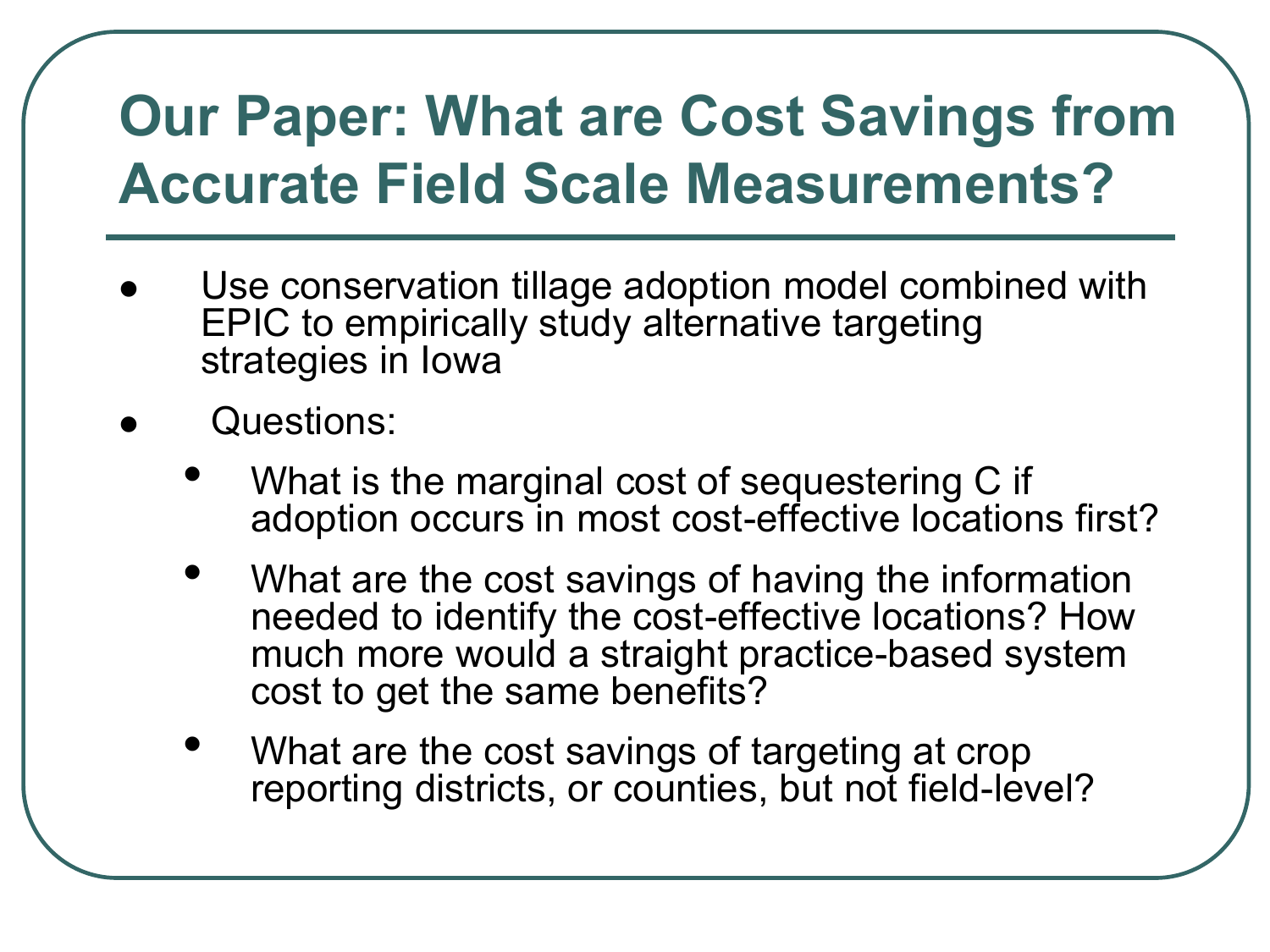# Our Paper: What are Cost Savings from Accurate Field Scale Measurements?

- Use conservation tillage adoption model combined with EPIC to empirically study alternative targeting strategies in Iowa
- Questions:
  - What is the marginal cost of sequestering C if adoption occurs in most cost-effective locations first?
  - What are the cost savings of having the information needed to identify the cost-effective locations? How much more would a straight practice-based system cost to get the same benefits?
  - What are the cost savings of targeting at crop reporting districts, or counties, but not field-level?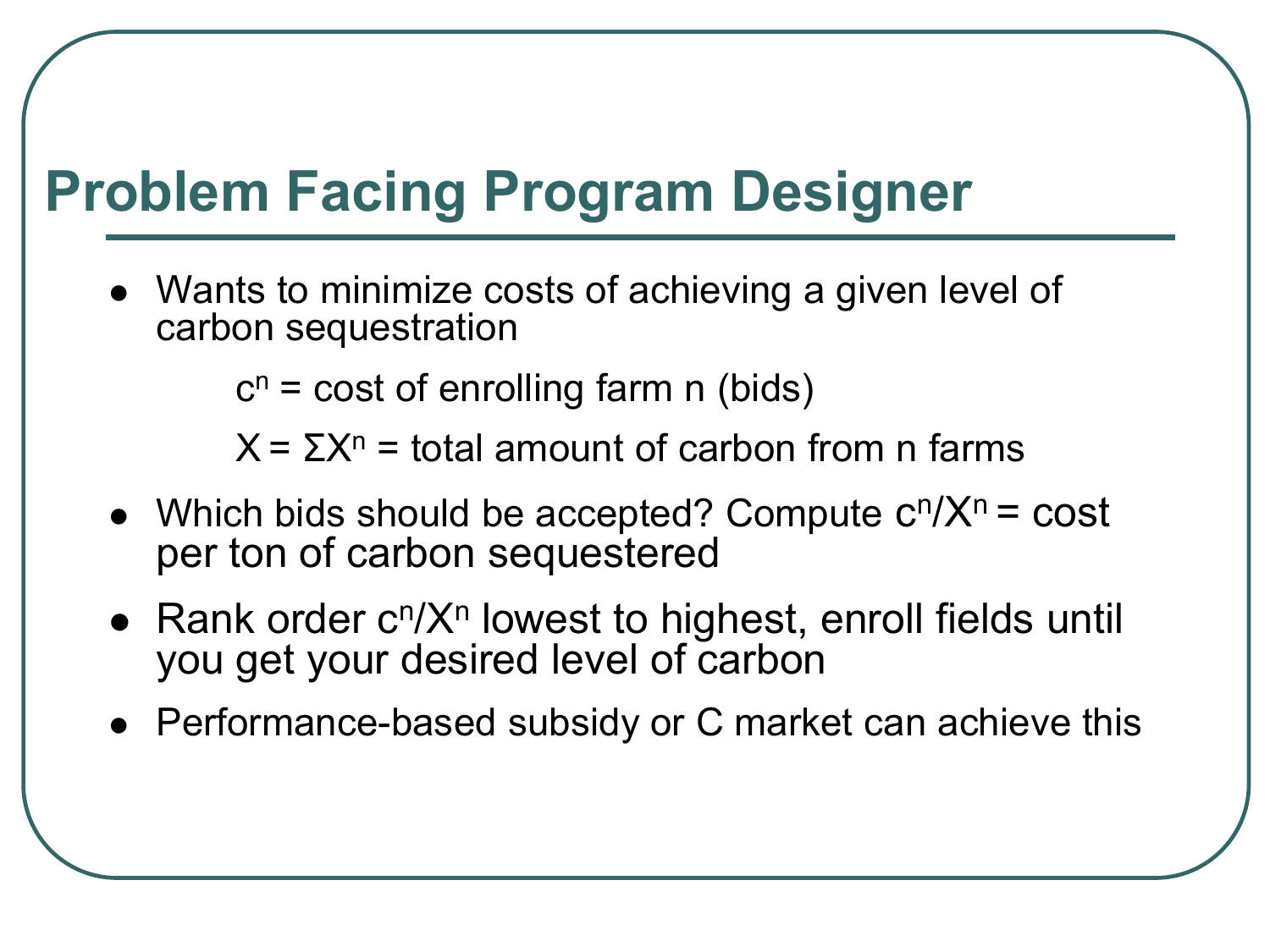# Problem Facing Program Designer

- Wants to minimize costs of achieving a given level of carbon sequestration

  $c^n$ = cost of enrolling farm n (bids)

  $X = \Sigma X^n$ = total amount of carbon from n farms

- Which bids should be accepted? Compute $c^n/X^n$ = cost per ton of carbon sequestered
- Rank order $c^n/X^n$ lowest to highest, enroll fields until you get your desired level of carbon
- Performance-based subsidy or C market can achieve this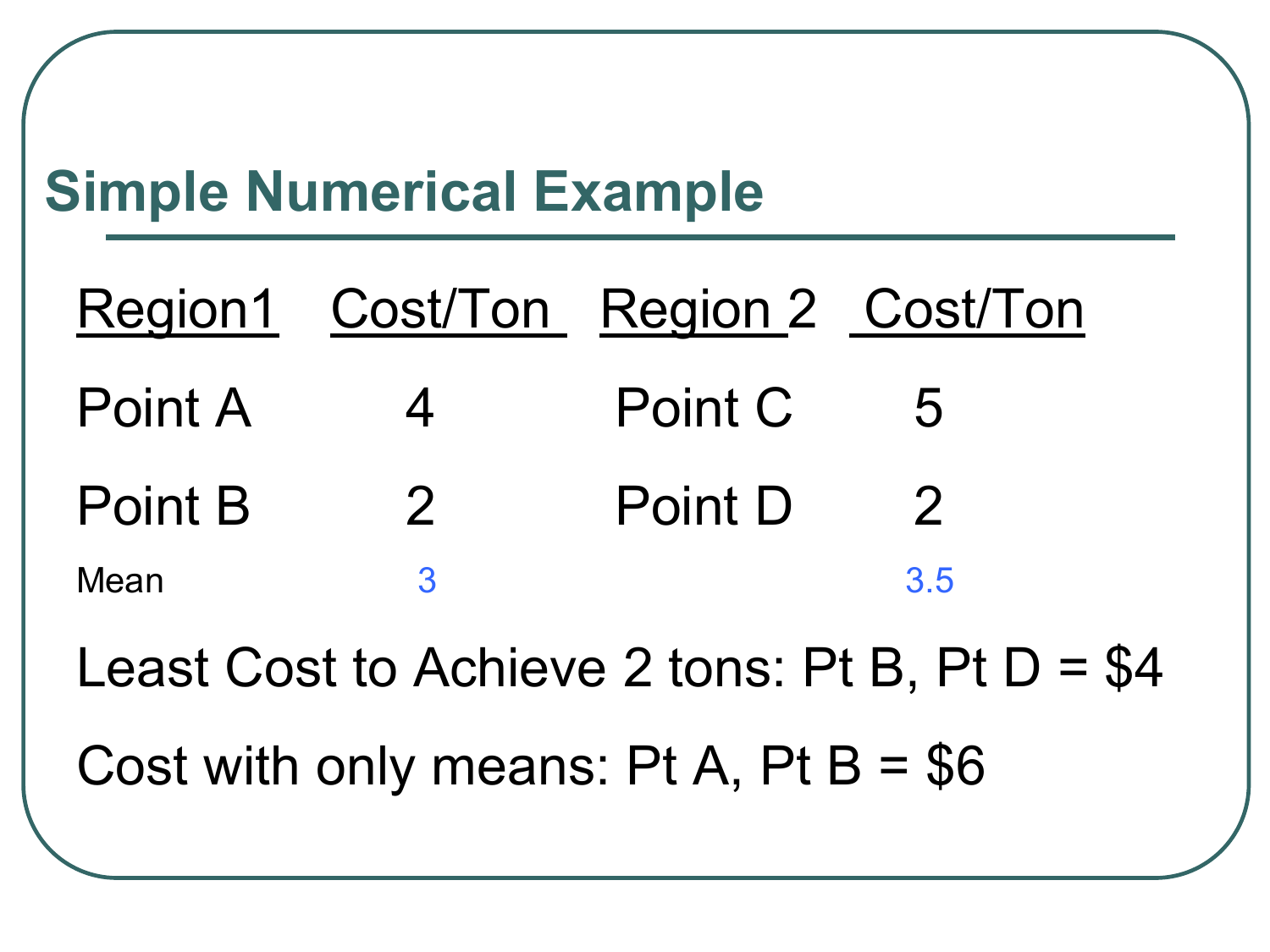## Simple Numerical Example

| Region1 | Cost/Ton | Region 2 | Cost/Ton |
|---|---|---|---|
| Point A | 4 | Point C | 5 |
| Point B | 2 | Point D | 2 |
| Mean | 3 | | 3.5 |

Least Cost to Achieve 2 tons: Pt B, Pt D = $4

Cost with only means: Pt A, Pt B = $6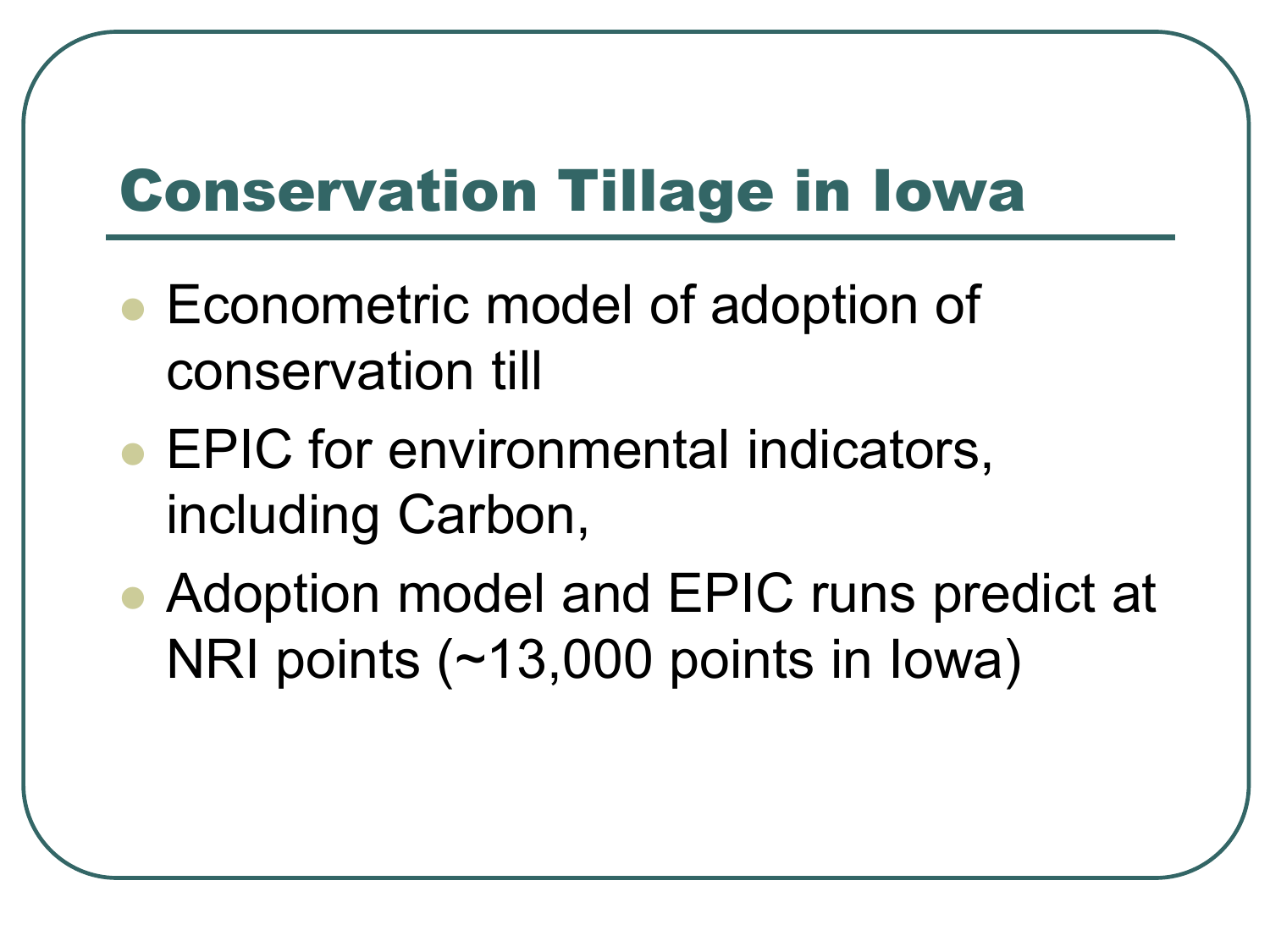# Conservation Tillage in Iowa

- Econometric model of adoption of conservation till
- EPIC for environmental indicators, including Carbon,
- Adoption model and EPIC runs predict at NRI points (~13,000 points in Iowa)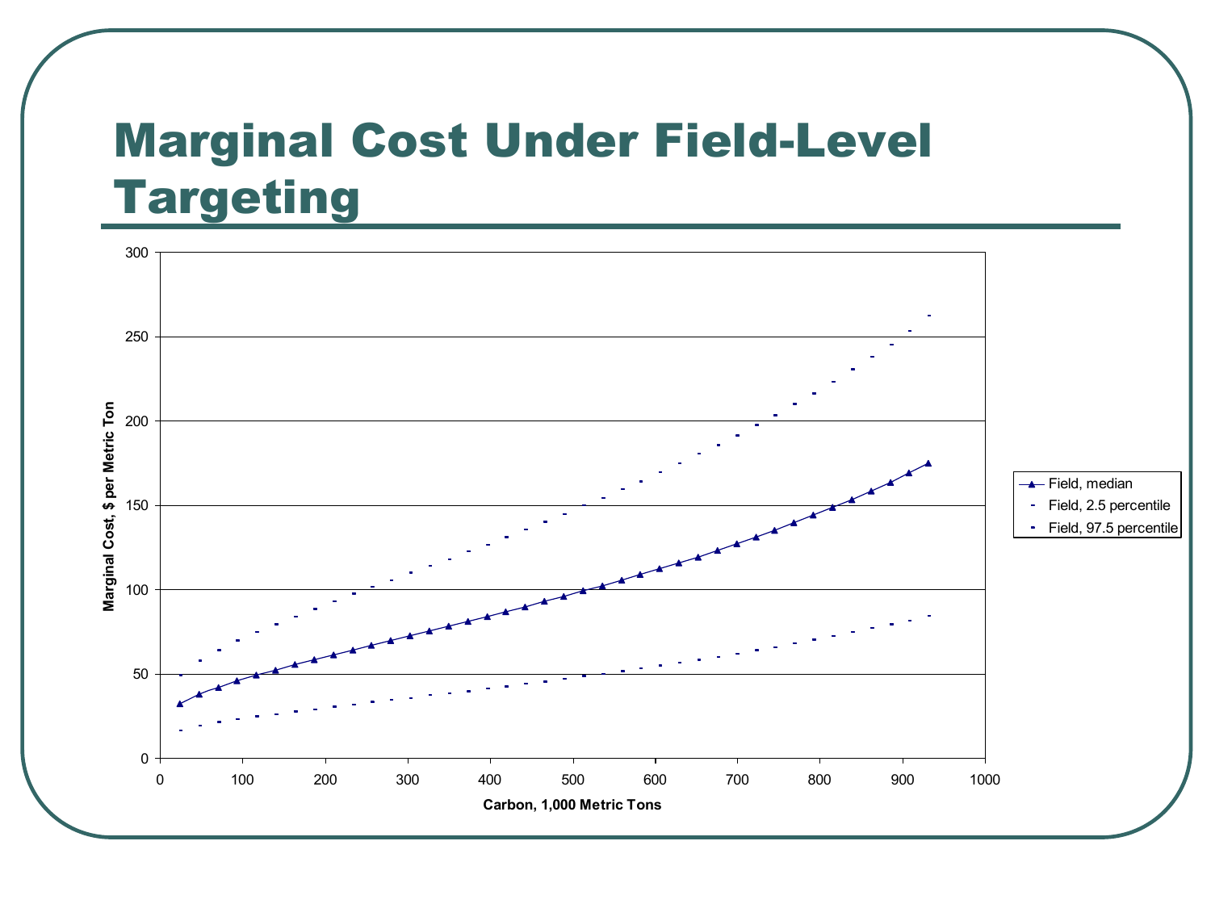# Marginal Cost Under Field-Level Targeting

Marginal Cost, $ per Metric Ton

Carbon, 1,000 Metric Tons

- Field, median
- Field, 2.5 percentile
- Field, 97.5 percentile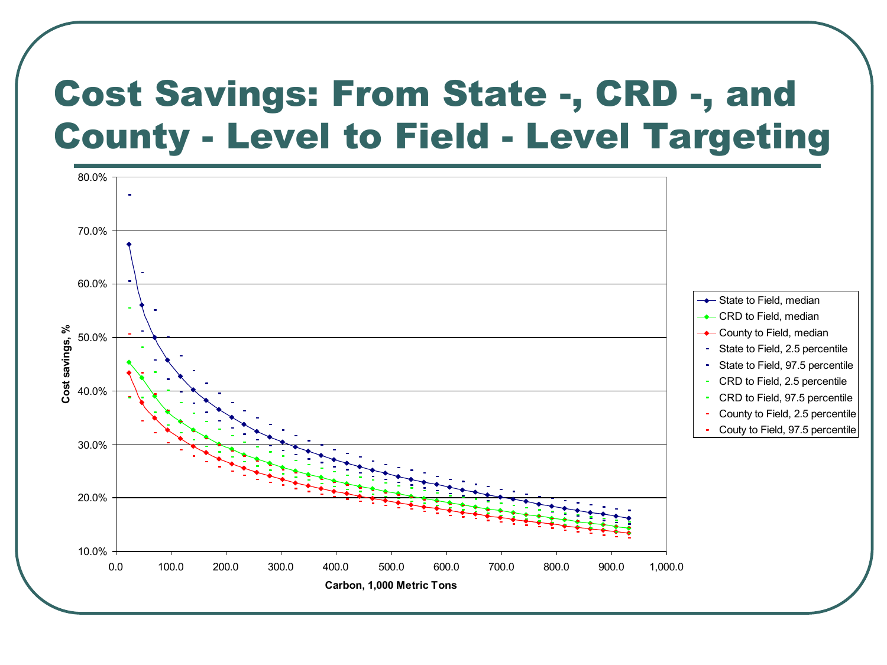# Cost Savings: From State -, CRD -, and County - Level to Field - Level Targeting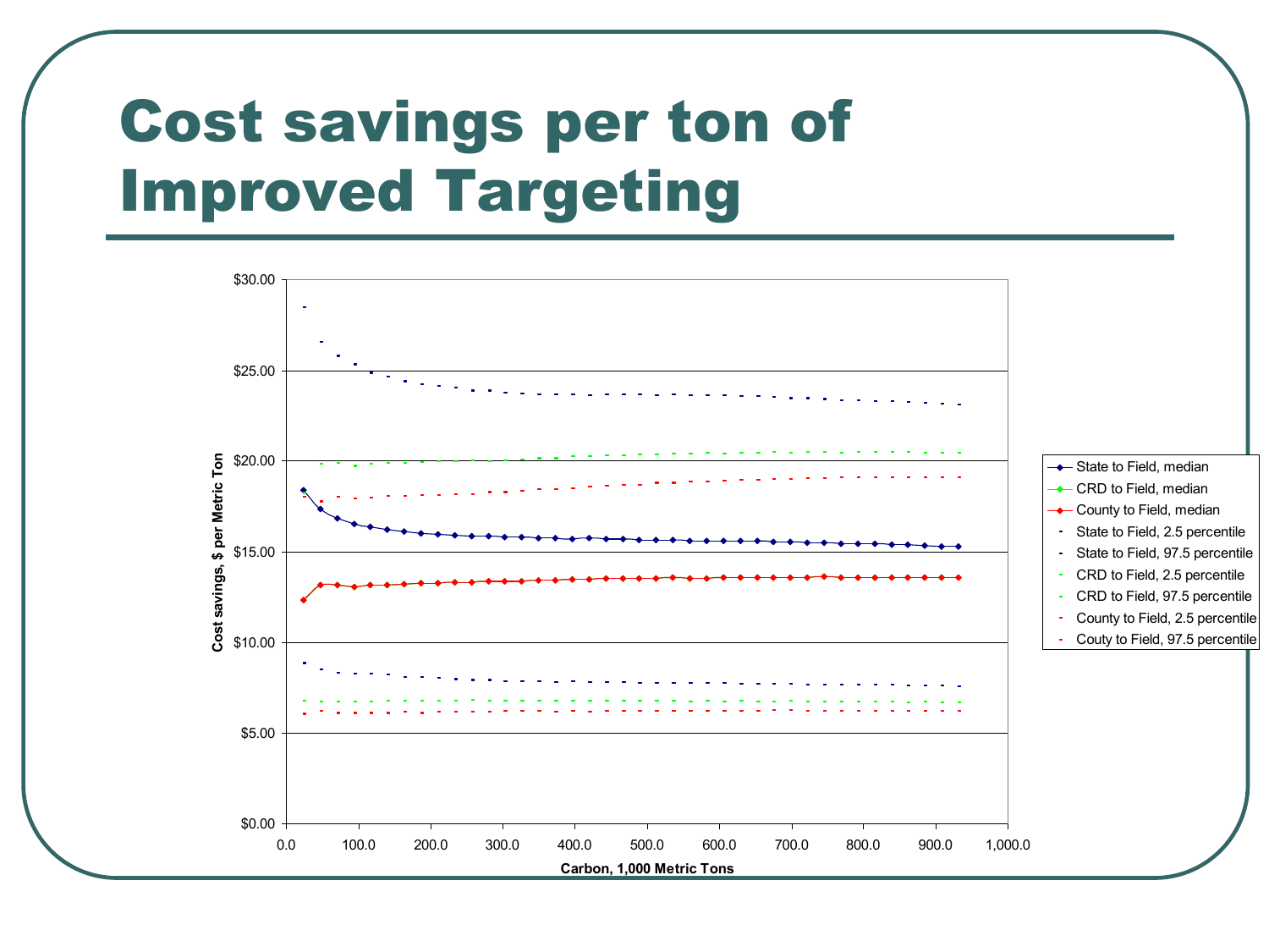# Cost savings per ton of Improved Targeting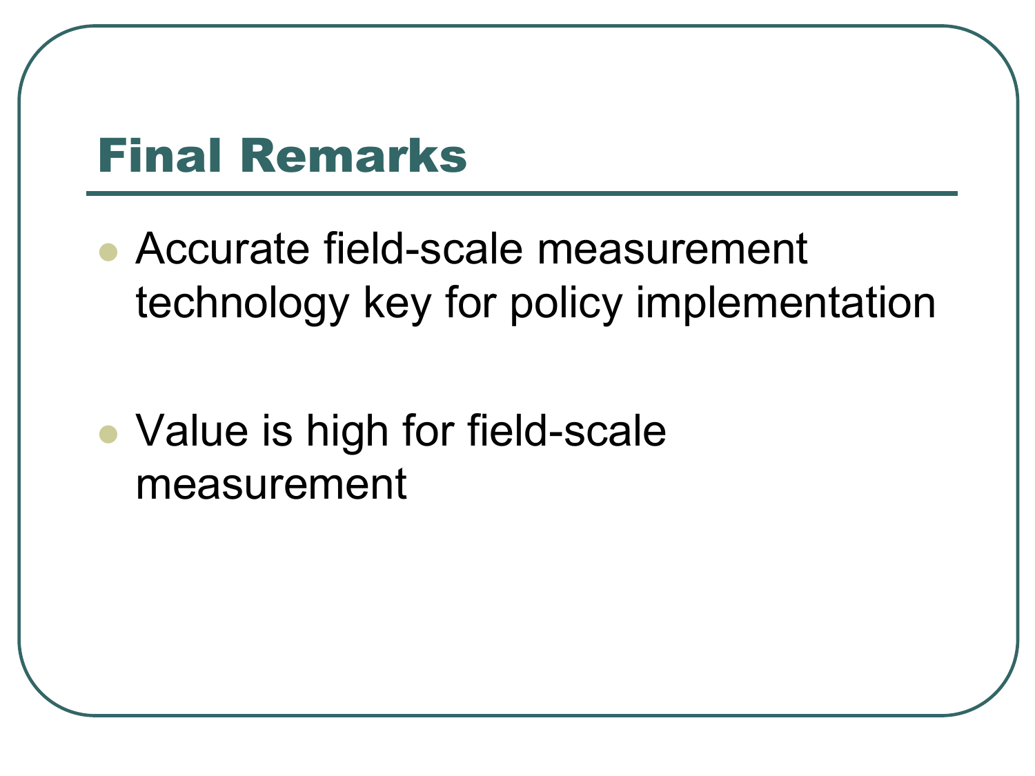# Final Remarks

- Accurate field-scale measurement technology key for policy implementation
- Value is high for field-scale measurement